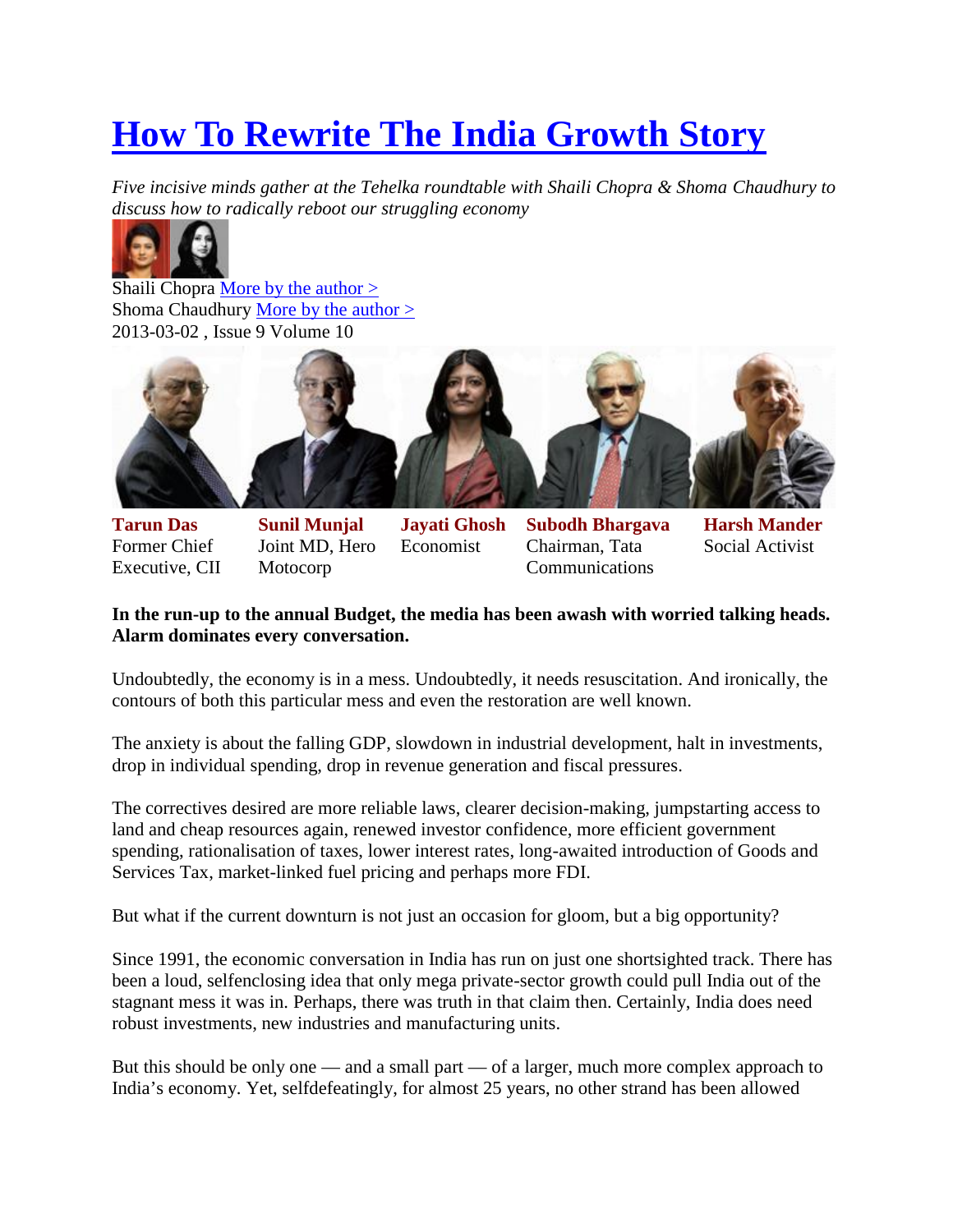# How To Rewrite The India Growth Story

*Five incisive minds gather at the Tehelka roundtable with Shaili Chopra & Shoma Chaudhury to discuss how to radically reboot our struggling economy*

Shaili Chopra More by the author >
Shoma Chaudhury More by the author >
2013-03-02 , Issue 9 Volume 10

**Tarun Das**
Former Chief Executive, CII

**Sunil Munjal**
Joint MD, Hero Motocorp

**Jayati Ghosh**
Economist

**Subodh Bhargava**
Chairman, Tata Communications

**Harsh Mander**
Social Activist

**In the run-up to the annual Budget, the media has been awash with worried talking heads. Alarm dominates every conversation.**

Undoubtedly, the economy is in a mess. Undoubtedly, it needs resuscitation. And ironically, the contours of both this particular mess and even the restoration are well known.

The anxiety is about the falling GDP, slowdown in industrial development, halt in investments, drop in individual spending, drop in revenue generation and fiscal pressures.

The correctives desired are more reliable laws, clearer decision-making, jumpstarting access to land and cheap resources again, renewed investor confidence, more efficient government spending, rationalisation of taxes, lower interest rates, long-awaited introduction of Goods and Services Tax, market-linked fuel pricing and perhaps more FDI.

But what if the current downturn is not just an occasion for gloom, but a big opportunity?

Since 1991, the economic conversation in India has run on just one shortsighted track. There has been a loud, selfenclosing idea that only mega private-sector growth could pull India out of the stagnant mess it was in. Perhaps, there was truth in that claim then. Certainly, India does need robust investments, new industries and manufacturing units.

But this should be only one — and a small part — of a larger, much more complex approach to India's economy. Yet, selfdefeatingly, for almost 25 years, no other strand has been allowed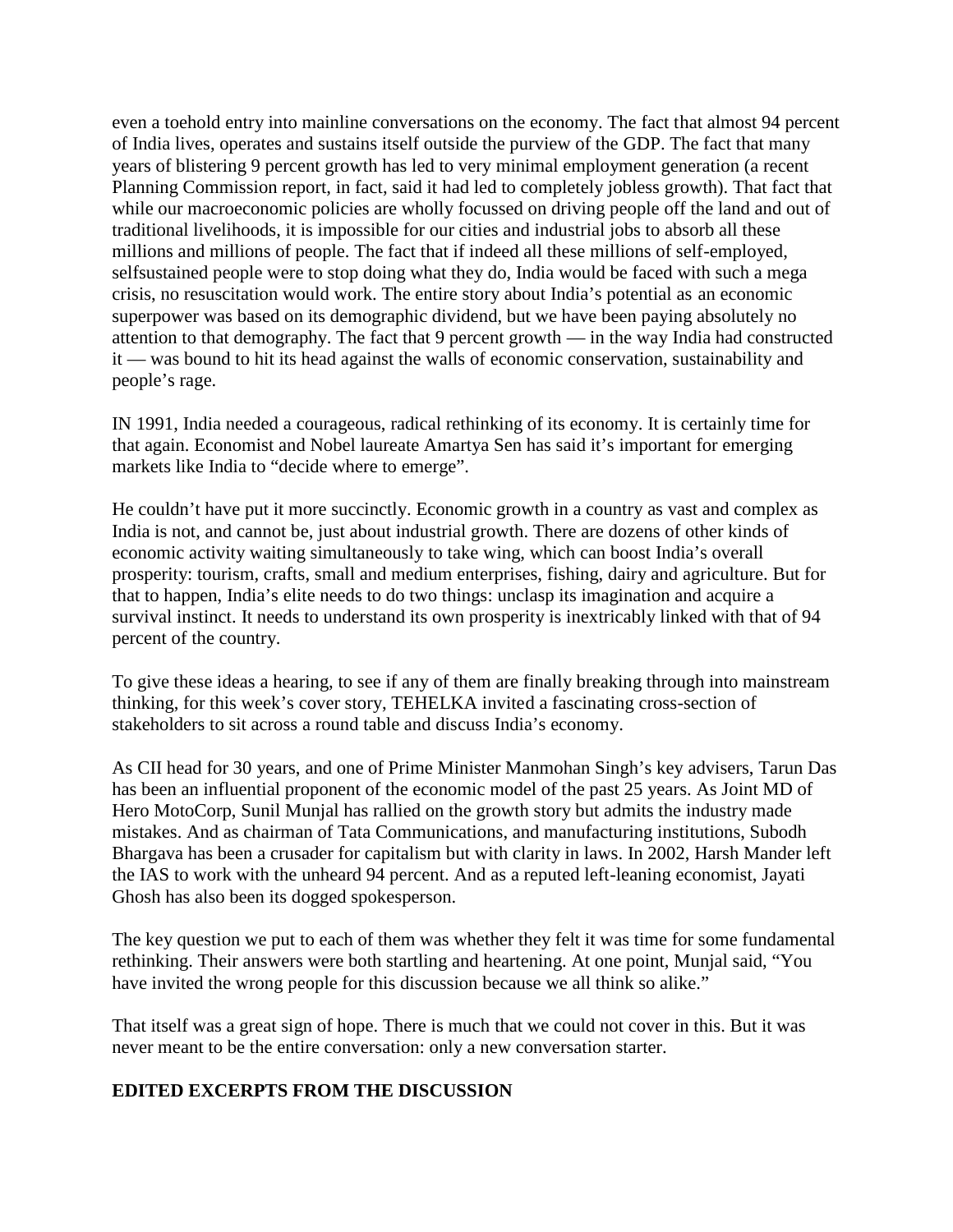even a toehold entry into mainline conversations on the economy. The fact that almost 94 percent of India lives, operates and sustains itself outside the purview of the GDP. The fact that many years of blistering 9 percent growth has led to very minimal employment generation (a recent Planning Commission report, in fact, said it had led to completely jobless growth). That fact that while our macroeconomic policies are wholly focussed on driving people off the land and out of traditional livelihoods, it is impossible for our cities and industrial jobs to absorb all these millions and millions of people. The fact that if indeed all these millions of self-employed, selfsustained people were to stop doing what they do, India would be faced with such a mega crisis, no resuscitation would work. The entire story about India's potential as an economic superpower was based on its demographic dividend, but we have been paying absolutely no attention to that demography. The fact that 9 percent growth — in the way India had constructed it — was bound to hit its head against the walls of economic conservation, sustainability and people's rage.

IN 1991, India needed a courageous, radical rethinking of its economy. It is certainly time for that again. Economist and Nobel laureate Amartya Sen has said it's important for emerging markets like India to "decide where to emerge".

He couldn't have put it more succinctly. Economic growth in a country as vast and complex as India is not, and cannot be, just about industrial growth. There are dozens of other kinds of economic activity waiting simultaneously to take wing, which can boost India's overall prosperity: tourism, crafts, small and medium enterprises, fishing, dairy and agriculture. But for that to happen, India's elite needs to do two things: unclasp its imagination and acquire a survival instinct. It needs to understand its own prosperity is inextricably linked with that of 94 percent of the country.

To give these ideas a hearing, to see if any of them are finally breaking through into mainstream thinking, for this week's cover story, TEHELKA invited a fascinating cross-section of stakeholders to sit across a round table and discuss India's economy.

As CII head for 30 years, and one of Prime Minister Manmohan Singh's key advisers, Tarun Das has been an influential proponent of the economic model of the past 25 years. As Joint MD of Hero MotoCorp, Sunil Munjal has rallied on the growth story but admits the industry made mistakes. And as chairman of Tata Communications, and manufacturing institutions, Subodh Bhargava has been a crusader for capitalism but with clarity in laws. In 2002, Harsh Mander left the IAS to work with the unheard 94 percent. And as a reputed left-leaning economist, Jayati Ghosh has also been its dogged spokesperson.

The key question we put to each of them was whether they felt it was time for some fundamental rethinking. Their answers were both startling and heartening. At one point, Munjal said, "You have invited the wrong people for this discussion because we all think so alike."

That itself was a great sign of hope. There is much that we could not cover in this. But it was never meant to be the entire conversation: only a new conversation starter.

**EDITED EXCERPTS FROM THE DISCUSSION**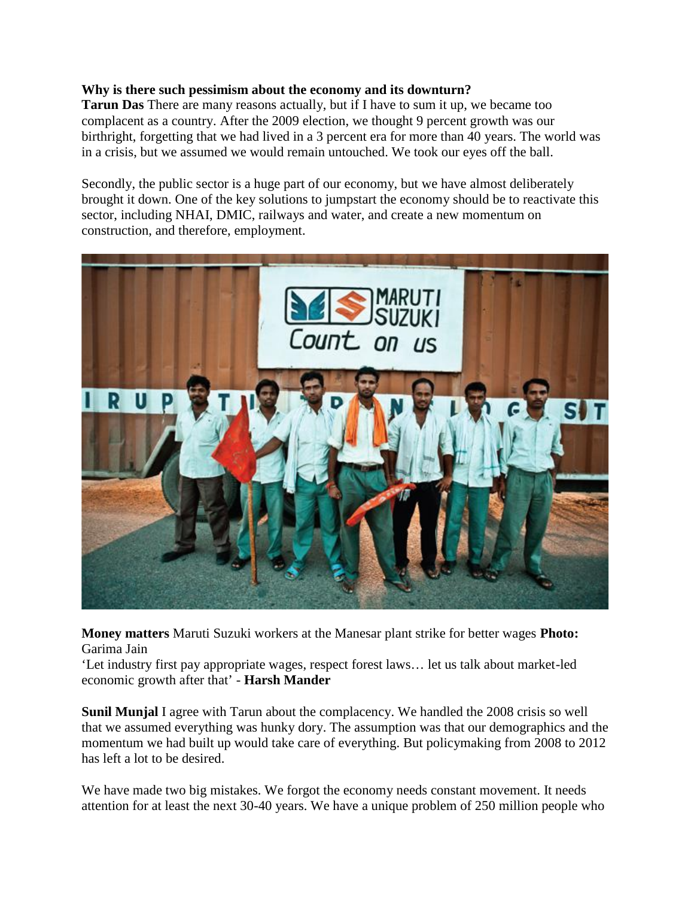**Why is there such pessimism about the economy and its downturn?**

**Tarun Das** There are many reasons actually, but if I have to sum it up, we became too complacent as a country. After the 2009 election, we thought 9 percent growth was our birthright, forgetting that we had lived in a 3 percent era for more than 40 years. The world was in a crisis, but we assumed we would remain untouched. We took our eyes off the ball.

Secondly, the public sector is a huge part of our economy, but we have almost deliberately brought it down. One of the key solutions to jumpstart the economy should be to reactivate this sector, including NHAI, DMIC, railways and water, and create a new momentum on construction, and therefore, employment.

**Money matters** Maruti Suzuki workers at the Manesar plant strike for better wages **Photo:** Garima Jain

'Let industry first pay appropriate wages, respect forest laws… let us talk about market-led economic growth after that' - **Harsh Mander**

**Sunil Munjal** I agree with Tarun about the complacency. We handled the 2008 crisis so well that we assumed everything was hunky dory. The assumption was that our demographics and the momentum we had built up would take care of everything. But policymaking from 2008 to 2012 has left a lot to be desired.

We have made two big mistakes. We forgot the economy needs constant movement. It needs attention for at least the next 30-40 years. We have a unique problem of 250 million people who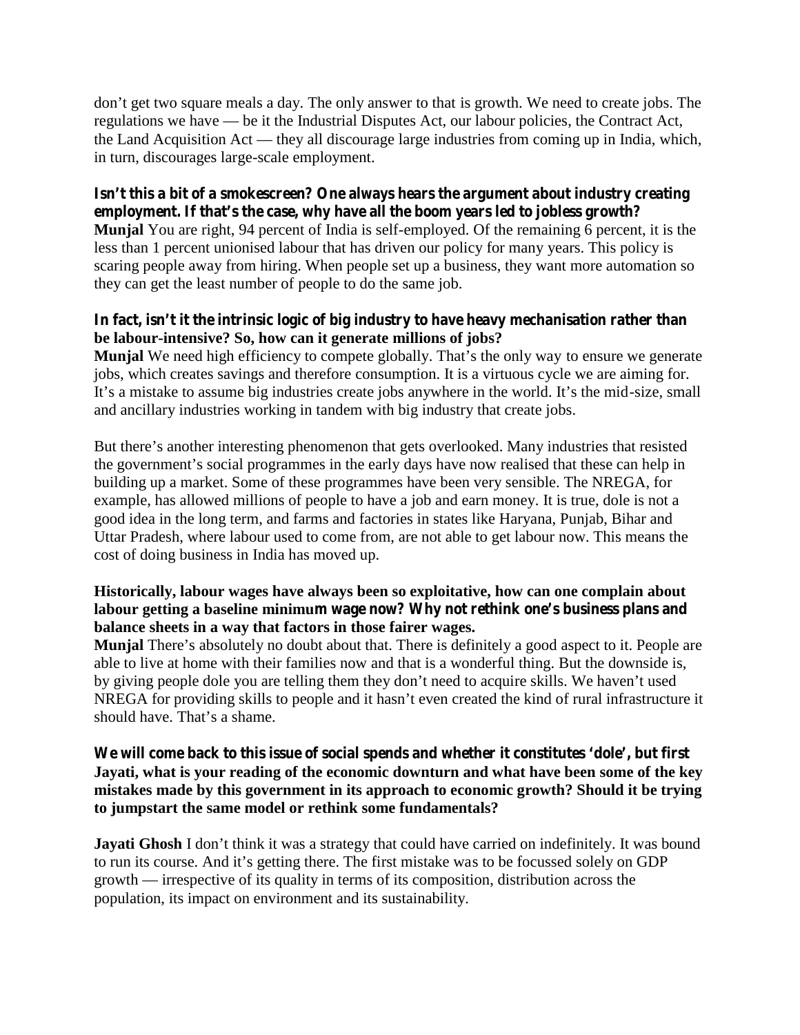don't get two square meals a day. The only answer to that is growth. We need to create jobs. The regulations we have — be it the Industrial Disputes Act, our labour policies, the Contract Act, the Land Acquisition Act — they all discourage large industries from coming up in India, which, in turn, discourages large-scale employment.

**Isn't this a bit of a smokescreen? One always hears the argument about industry creating employment. If that's the case, why have all the boom years led to jobless growth?**
**Munjal** You are right, 94 percent of India is self-employed. Of the remaining 6 percent, it is the less than 1 percent unionised labour that has driven our policy for many years. This policy is scaring people away from hiring. When people set up a business, they want more automation so they can get the least number of people to do the same job.

**In fact, isn't it the intrinsic logic of big industry to have heavy mechanisation rather than be labour-intensive? So, how can it generate millions of jobs?**
**Munjal** We need high efficiency to compete globally. That's the only way to ensure we generate jobs, which creates savings and therefore consumption. It is a virtuous cycle we are aiming for. It's a mistake to assume big industries create jobs anywhere in the world. It's the mid-size, small and ancillary industries working in tandem with big industry that create jobs.

But there's another interesting phenomenon that gets overlooked. Many industries that resisted the government's social programmes in the early days have now realised that these can help in building up a market. Some of these programmes have been very sensible. The NREGA, for example, has allowed millions of people to have a job and earn money. It is true, dole is not a good idea in the long term, and farms and factories in states like Haryana, Punjab, Bihar and Uttar Pradesh, where labour used to come from, are not able to get labour now. This means the cost of doing business in India has moved up.

**Historically, labour wages have always been so exploitative, how can one complain about labour getting a baseline minimum wage now? Why not rethink one's business plans and balance sheets in a way that factors in those fairer wages.**
**Munjal** There's absolutely no doubt about that. There is definitely a good aspect to it. People are able to live at home with their families now and that is a wonderful thing. But the downside is, by giving people dole you are telling them they don't need to acquire skills. We haven't used NREGA for providing skills to people and it hasn't even created the kind of rural infrastructure it should have. That's a shame.

**We will come back to this issue of social spends and whether it constitutes 'dole', but first Jayati, what is your reading of the economic downturn and what have been some of the key mistakes made by this government in its approach to economic growth? Should it be trying to jumpstart the same model or rethink some fundamentals?**

**Jayati Ghosh** I don't think it was a strategy that could have carried on indefinitely. It was bound to run its course. And it's getting there. The first mistake was to be focussed solely on GDP growth — irrespective of its quality in terms of its composition, distribution across the population, its impact on environment and its sustainability.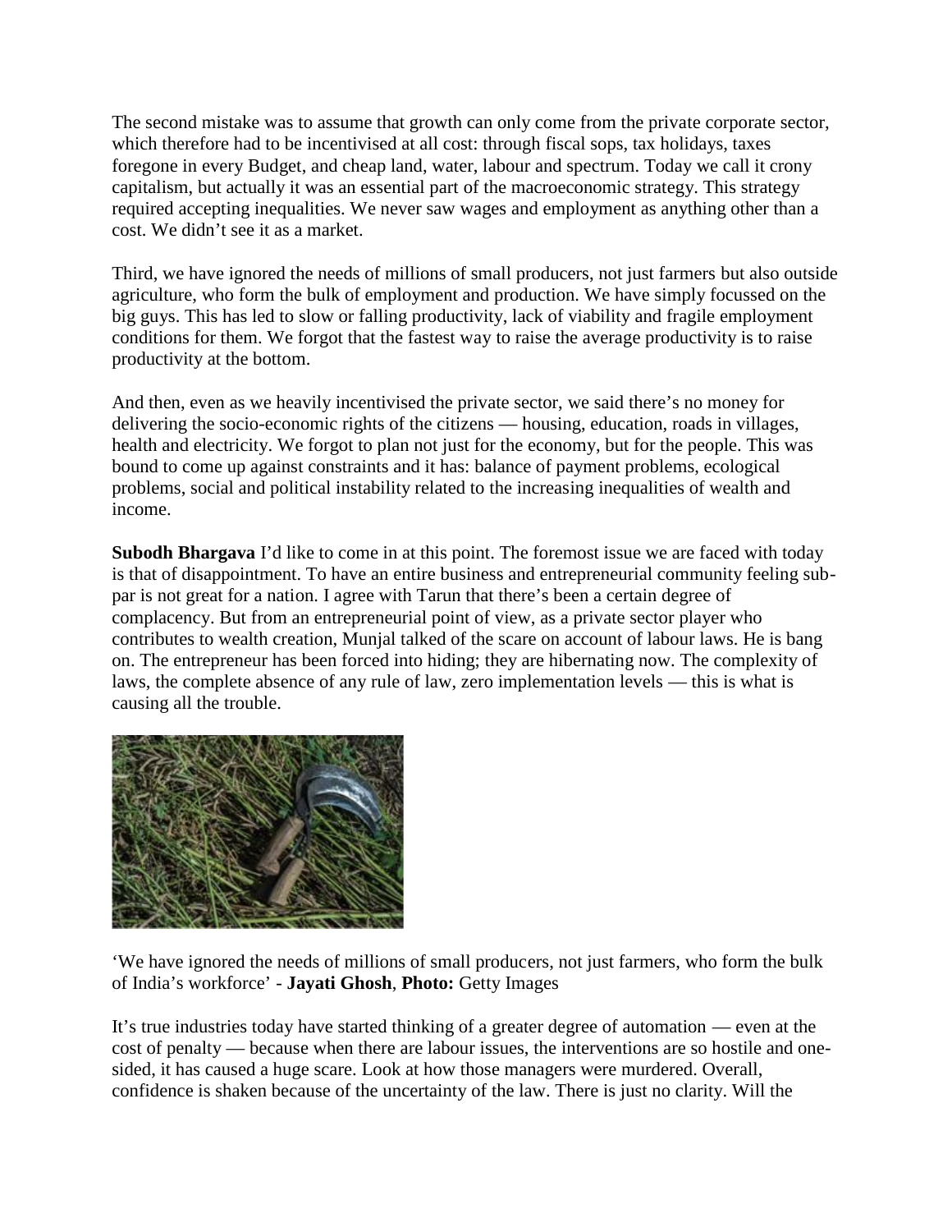The second mistake was to assume that growth can only come from the private corporate sector, which therefore had to be incentivised at all cost: through fiscal sops, tax holidays, taxes foregone in every Budget, and cheap land, water, labour and spectrum. Today we call it crony capitalism, but actually it was an essential part of the macroeconomic strategy. This strategy required accepting inequalities. We never saw wages and employment as anything other than a cost. We didn't see it as a market.

Third, we have ignored the needs of millions of small producers, not just farmers but also outside agriculture, who form the bulk of employment and production. We have simply focussed on the big guys. This has led to slow or falling productivity, lack of viability and fragile employment conditions for them. We forgot that the fastest way to raise the average productivity is to raise productivity at the bottom.

And then, even as we heavily incentivised the private sector, we said there's no money for delivering the socio-economic rights of the citizens — housing, education, roads in villages, health and electricity. We forgot to plan not just for the economy, but for the people. This was bound to come up against constraints and it has: balance of payment problems, ecological problems, social and political instability related to the increasing inequalities of wealth and income.

**Subodh Bhargava** I'd like to come in at this point. The foremost issue we are faced with today is that of disappointment. To have an entire business and entrepreneurial community feeling sub-par is not great for a nation. I agree with Tarun that there's been a certain degree of complacency. But from an entrepreneurial point of view, as a private sector player who contributes to wealth creation, Munjal talked of the scare on account of labour laws. He is bang on. The entrepreneur has been forced into hiding; they are hibernating now. The complexity of laws, the complete absence of any rule of law, zero implementation levels — this is what is causing all the trouble.

'We have ignored the needs of millions of small producers, not just farmers, who form the bulk of India's workforce' - **Jayati Ghosh**, **Photo:** Getty Images

It's true industries today have started thinking of a greater degree of automation — even at the cost of penalty — because when there are labour issues, the interventions are so hostile and one-sided, it has caused a huge scare. Look at how those managers were murdered. Overall, confidence is shaken because of the uncertainty of the law. There is just no clarity. Will the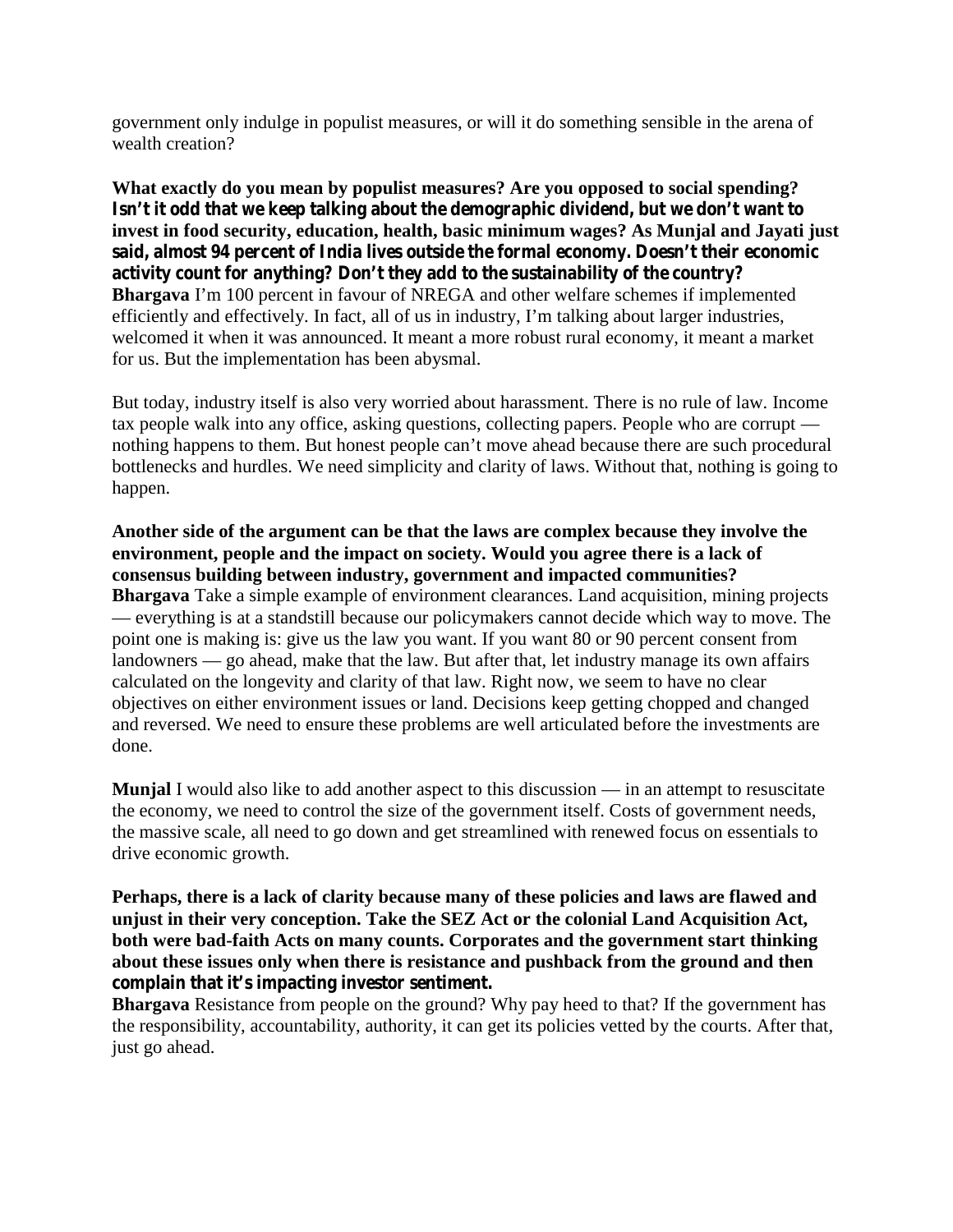government only indulge in populist measures, or will it do something sensible in the arena of wealth creation?

**What exactly do you mean by populist measures? Are you opposed to social spending? Isn't it odd that we keep talking about the demographic dividend, but we don't want to invest in food security, education, health, basic minimum wages? As Munjal and Jayati just said, almost 94 percent of India lives outside the formal economy. Doesn't their economic activity count for anything? Don't they add to the sustainability of the country?**
**Bhargava** I'm 100 percent in favour of NREGA and other welfare schemes if implemented efficiently and effectively. In fact, all of us in industry, I'm talking about larger industries, welcomed it when it was announced. It meant a more robust rural economy, it meant a market for us. But the implementation has been abysmal.

But today, industry itself is also very worried about harassment. There is no rule of law. Income tax people walk into any office, asking questions, collecting papers. People who are corrupt — nothing happens to them. But honest people can't move ahead because there are such procedural bottlenecks and hurdles. We need simplicity and clarity of laws. Without that, nothing is going to happen.

**Another side of the argument can be that the laws are complex because they involve the environment, people and the impact on society. Would you agree there is a lack of consensus building between industry, government and impacted communities?**
**Bhargava** Take a simple example of environment clearances. Land acquisition, mining projects — everything is at a standstill because our policymakers cannot decide which way to move. The point one is making is: give us the law you want. If you want 80 or 90 percent consent from landowners — go ahead, make that the law. But after that, let industry manage its own affairs calculated on the longevity and clarity of that law. Right now, we seem to have no clear objectives on either environment issues or land. Decisions keep getting chopped and changed and reversed. We need to ensure these problems are well articulated before the investments are done.

**Munjal** I would also like to add another aspect to this discussion — in an attempt to resuscitate the economy, we need to control the size of the government itself. Costs of government needs, the massive scale, all need to go down and get streamlined with renewed focus on essentials to drive economic growth.

**Perhaps, there is a lack of clarity because many of these policies and laws are flawed and unjust in their very conception. Take the SEZ Act or the colonial Land Acquisition Act, both were bad-faith Acts on many counts. Corporates and the government start thinking about these issues only when there is resistance and pushback from the ground and then complain that it's impacting investor sentiment.**
**Bhargava** Resistance from people on the ground? Why pay heed to that? If the government has the responsibility, accountability, authority, it can get its policies vetted by the courts. After that, just go ahead.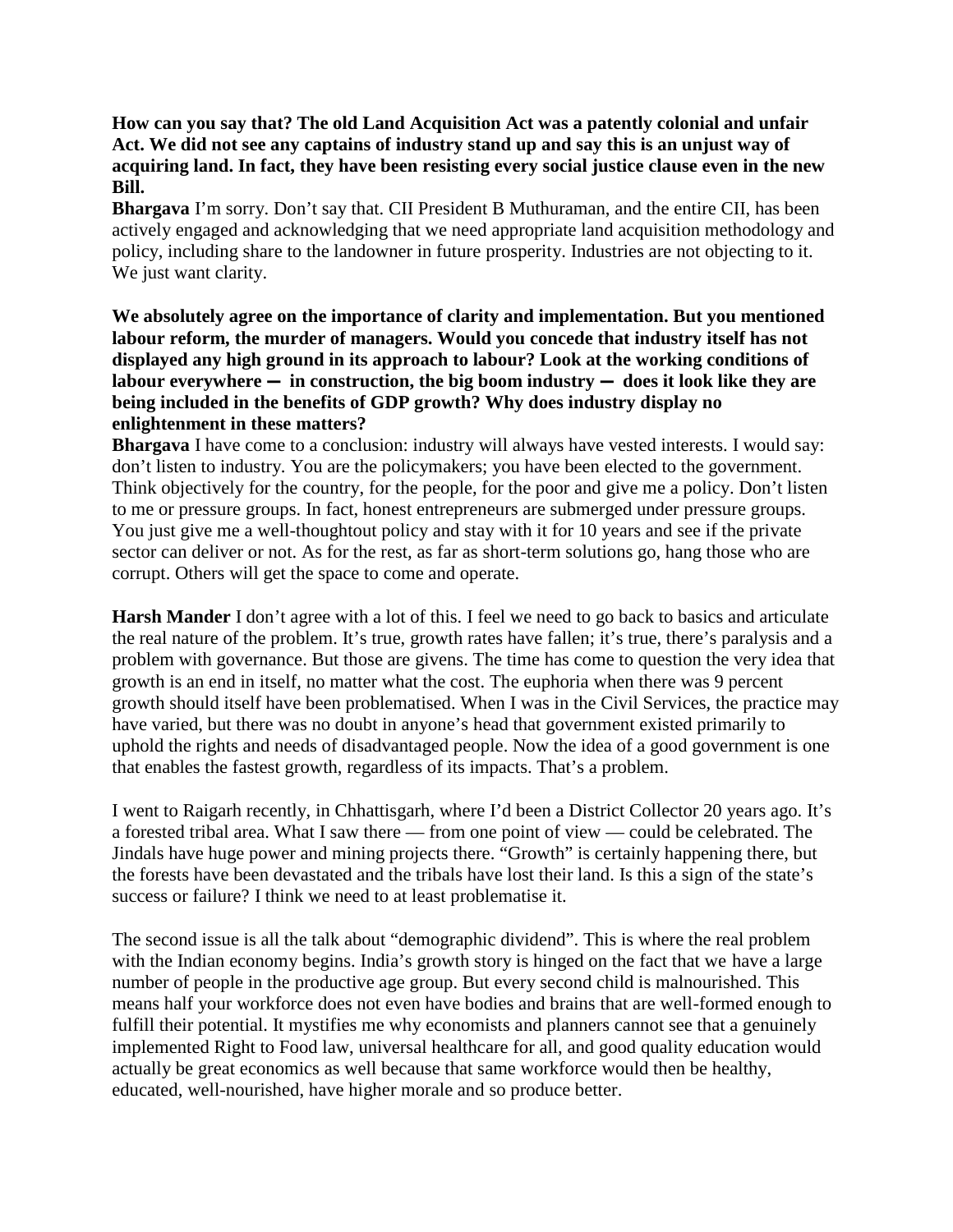**How can you say that? The old Land Acquisition Act was a patently colonial and unfair Act. We did not see any captains of industry stand up and say this is an unjust way of acquiring land. In fact, they have been resisting every social justice clause even in the new Bill.**

**Bhargava** I'm sorry. Don't say that. CII President B Muthuraman, and the entire CII, has been actively engaged and acknowledging that we need appropriate land acquisition methodology and policy, including share to the landowner in future prosperity. Industries are not objecting to it. We just want clarity.

**We absolutely agree on the importance of clarity and implementation. But you mentioned labour reform, the murder of managers. Would you concede that industry itself has not displayed any high ground in its approach to labour? Look at the working conditions of labour everywhere — in construction, the big boom industry — does it look like they are being included in the benefits of GDP growth? Why does industry display no enlightenment in these matters?**

**Bhargava** I have come to a conclusion: industry will always have vested interests. I would say: don't listen to industry. You are the policymakers; you have been elected to the government. Think objectively for the country, for the people, for the poor and give me a policy. Don't listen to me or pressure groups. In fact, honest entrepreneurs are submerged under pressure groups. You just give me a well-thoughtout policy and stay with it for 10 years and see if the private sector can deliver or not. As for the rest, as far as short-term solutions go, hang those who are corrupt. Others will get the space to come and operate.

**Harsh Mander** I don't agree with a lot of this. I feel we need to go back to basics and articulate the real nature of the problem. It's true, growth rates have fallen; it's true, there's paralysis and a problem with governance. But those are givens. The time has come to question the very idea that growth is an end in itself, no matter what the cost. The euphoria when there was 9 percent growth should itself have been problematised. When I was in the Civil Services, the practice may have varied, but there was no doubt in anyone's head that government existed primarily to uphold the rights and needs of disadvantaged people. Now the idea of a good government is one that enables the fastest growth, regardless of its impacts. That's a problem.

I went to Raigarh recently, in Chhattisgarh, where I'd been a District Collector 20 years ago. It's a forested tribal area. What I saw there — from one point of view — could be celebrated. The Jindals have huge power and mining projects there. "Growth" is certainly happening there, but the forests have been devastated and the tribals have lost their land. Is this a sign of the state's success or failure? I think we need to at least problematise it.

The second issue is all the talk about "demographic dividend". This is where the real problem with the Indian economy begins. India's growth story is hinged on the fact that we have a large number of people in the productive age group. But every second child is malnourished. This means half your workforce does not even have bodies and brains that are well-formed enough to fulfill their potential. It mystifies me why economists and planners cannot see that a genuinely implemented Right to Food law, universal healthcare for all, and good quality education would actually be great economics as well because that same workforce would then be healthy, educated, well-nourished, have higher morale and so produce better.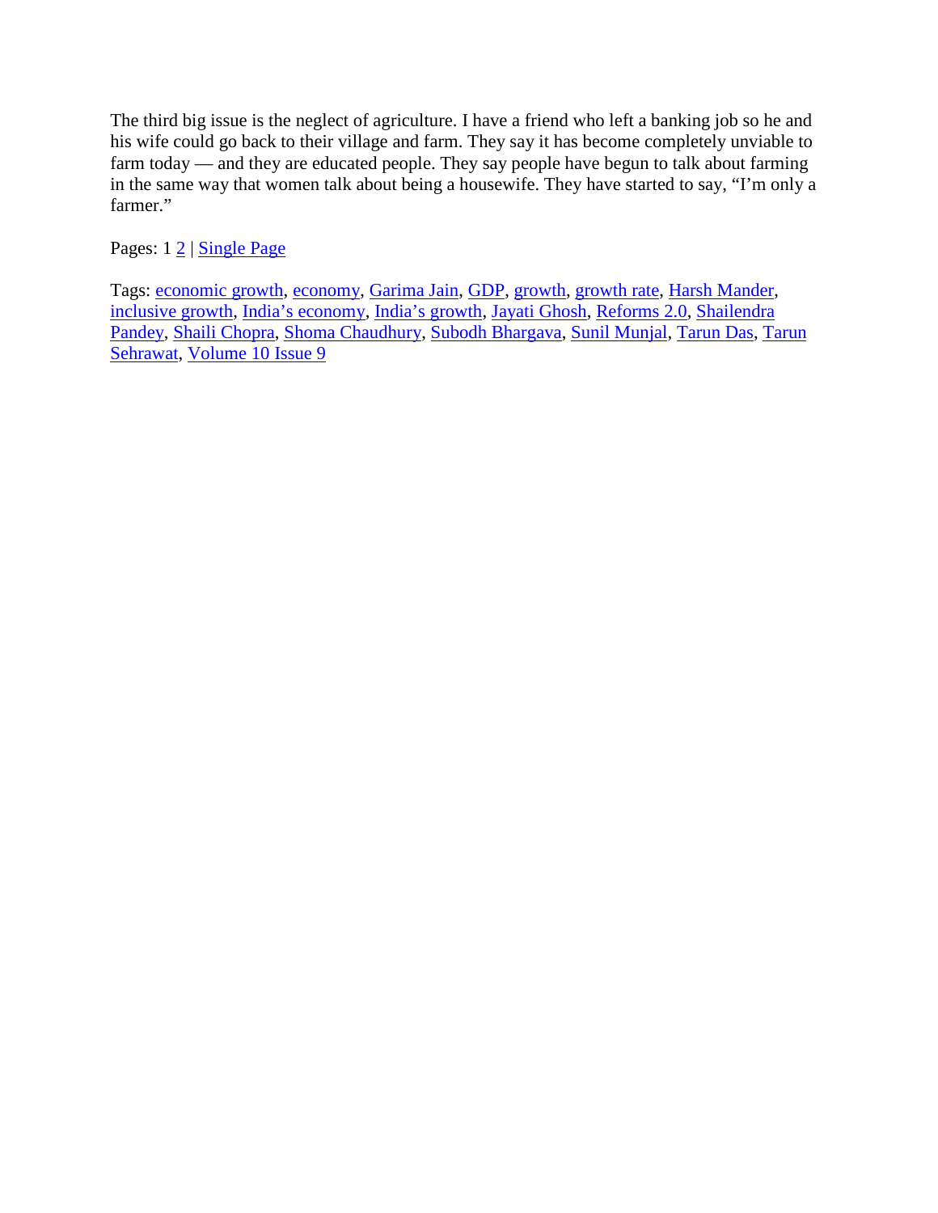The third big issue is the neglect of agriculture. I have a friend who left a banking job so he and his wife could go back to their village and farm. They say it has become completely unviable to farm today — and they are educated people. They say people have begun to talk about farming in the same way that women talk about being a housewife. They have started to say, "I'm only a farmer."

Pages: 1 2 | Single Page

Tags: economic growth, economy, Garima Jain, GDP, growth, growth rate, Harsh Mander, inclusive growth, India's economy, India's growth, Jayati Ghosh, Reforms 2.0, Shailendra Pandey, Shaili Chopra, Shoma Chaudhury, Subodh Bhargava, Sunil Munjal, Tarun Das, Tarun Sehrawat, Volume 10 Issue 9